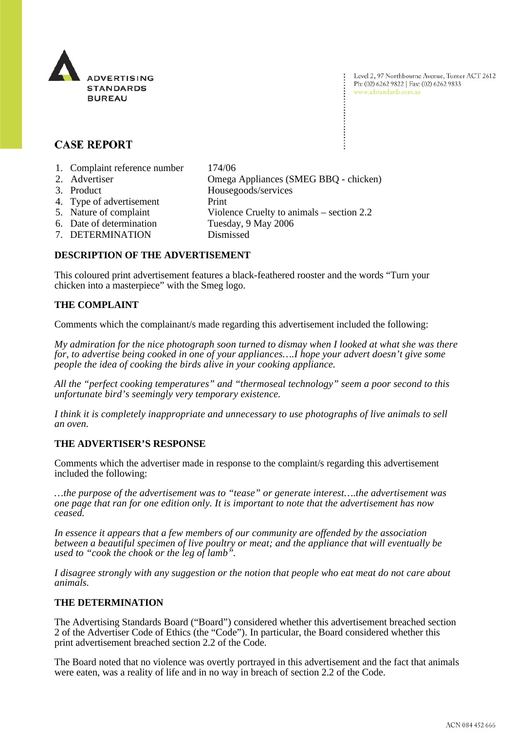ADVERTISING STANDARDS BUREAU

Level 2, 97 Northbourne Avenue, Turner ACT 2612
Ph: (02) 6262 9822 | Fax: (02) 6262 9833
www.adstandards.com.au

## CASE REPORT

| | |
|---|---|
| 1. Complaint reference number | 174/06 |
| 2. Advertiser | Omega Appliances (SMEG BBQ - chicken) |
| 3. Product | Housegoods/services |
| 4. Type of advertisement | Print |
| 5. Nature of complaint | Violence Cruelty to animals – section 2.2 |
| 6. Date of determination | Tuesday, 9 May 2006 |
| 7. DETERMINATION | Dismissed |

### DESCRIPTION OF THE ADVERTISEMENT

This coloured print advertisement features a black-feathered rooster and the words "Turn your chicken into a masterpiece" with the Smeg logo.

### THE COMPLAINT

Comments which the complainant/s made regarding this advertisement included the following:

*My admiration for the nice photograph soon turned to dismay when I looked at what she was there for, to advertise being cooked in one of your appliances….I hope your advert doesn't give some people the idea of cooking the birds alive in your cooking appliance.*

*All the "perfect cooking temperatures" and "thermoseal technology" seem a poor second to this unfortunate bird's seemingly very temporary existence.*

*I think it is completely inappropriate and unnecessary to use photographs of live animals to sell an oven.*

### THE ADVERTISER'S RESPONSE

Comments which the advertiser made in response to the complaint/s regarding this advertisement included the following:

*…the purpose of the advertisement was to "tease" or generate interest….the advertisement was one page that ran for one edition only. It is important to note that the advertisement has now ceased.*

*In essence it appears that a few members of our community are offended by the association between a beautiful specimen of live poultry or meat; and the appliance that will eventually be used to "cook the chook or the leg of lamb".*

*I disagree strongly with any suggestion or the notion that people who eat meat do not care about animals.*

### THE DETERMINATION

The Advertising Standards Board ("Board") considered whether this advertisement breached section 2 of the Advertiser Code of Ethics (the "Code"). In particular, the Board considered whether this print advertisement breached section 2.2 of the Code.

The Board noted that no violence was overtly portrayed in this advertisement and the fact that animals were eaten, was a reality of life and in no way in breach of section 2.2 of the Code.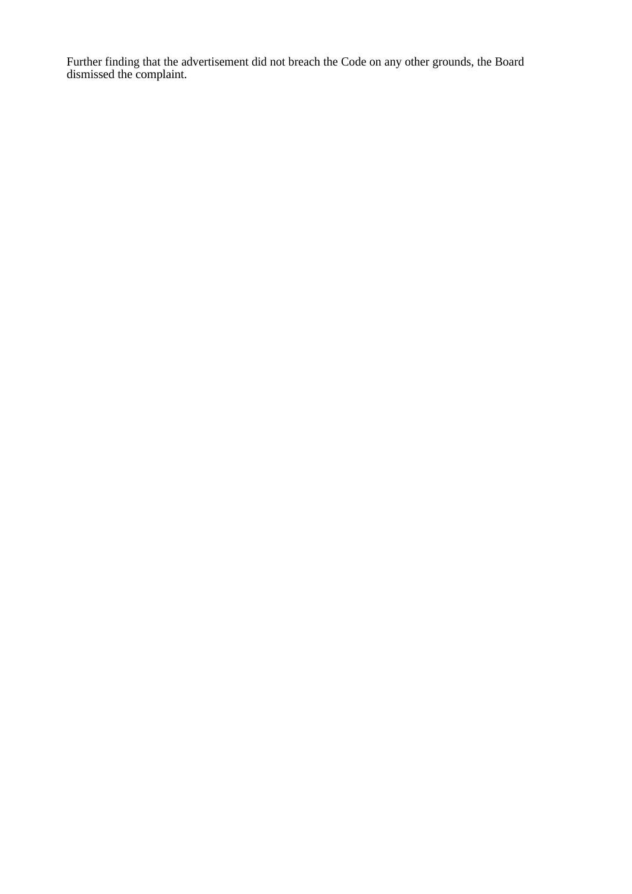Further finding that the advertisement did not breach the Code on any other grounds, the Board dismissed the complaint.